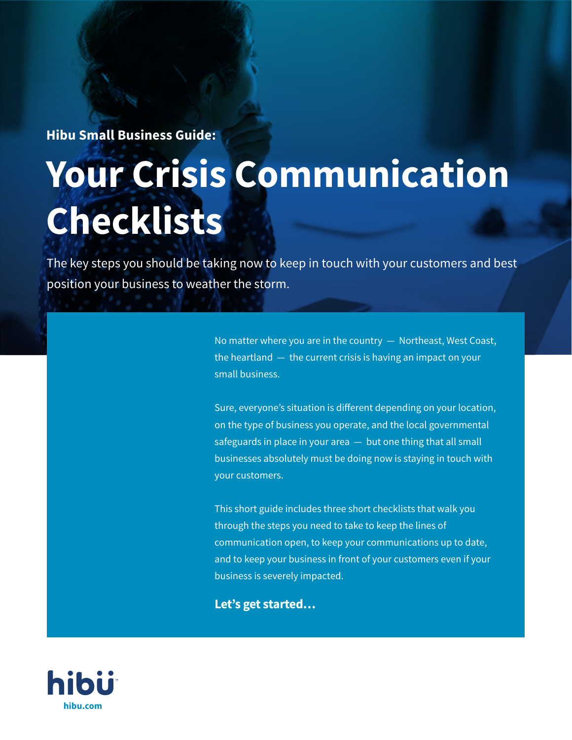**Hibu Small Business Guide:**

# Your Crisis Communication Checklists

The key steps you should be taking now to keep in touch with your customers and best position your business to weather the storm.

No matter where you are in the country — Northeast, West Coast, the heartland — the current crisis is having an impact on your small business.

Sure, everyone's situation is different depending on your location, on the type of business you operate, and the local governmental safeguards in place in your area — but one thing that all small businesses absolutely must be doing now is staying in touch with your customers.

This short guide includes three short checklists that walk you through the steps you need to take to keep the lines of communication open, to keep your communications up to date, and to keep your business in front of your customers even if your business is severely impacted.

**Let's get started…**

hibu

hibu.com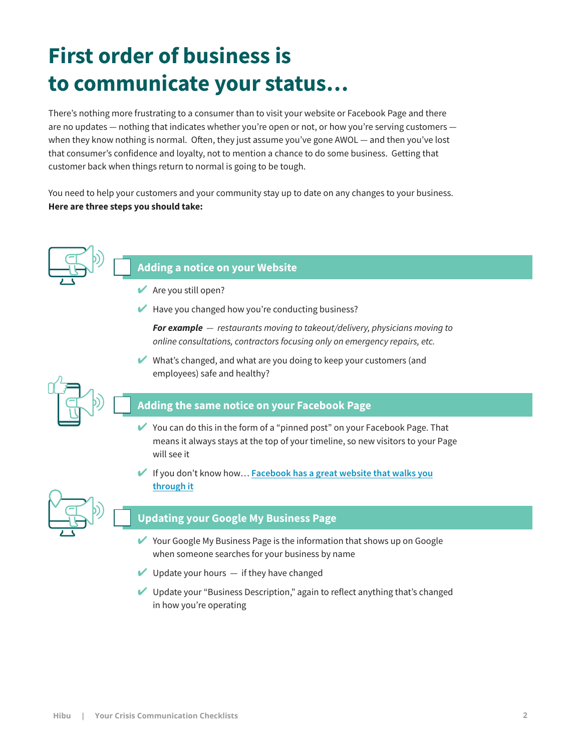# First order of business is to communicate your status…

There's nothing more frustrating to a consumer than to visit your website or Facebook Page and there are no updates — nothing that indicates whether you're open or not, or how you're serving customers — when they know nothing is normal. Often, they just assume you've gone AWOL — and then you've lost that consumer's confidence and loyalty, not to mention a chance to do some business. Getting that customer back when things return to normal is going to be tough.

You need to help your customers and your community stay up to date on any changes to your business. **Here are three steps you should take:**

## ☐ Adding a notice on your Website

- ✔ Are you still open?
- ✔ Have you changed how you're conducting business?

  ***For example*** *— restaurants moving to takeout/delivery, physicians moving to online consultations, contractors focusing only on emergency repairs, etc.*

- ✔ What's changed, and what are you doing to keep your customers (and employees) safe and healthy?

## ☐ Adding the same notice on your Facebook Page

- ✔ You can do this in the form of a "pinned post" on your Facebook Page. That means it always stays at the top of your timeline, so new visitors to your Page will see it
- ✔ If you don't know how… Facebook has a great website that walks you through it

## ☐ Updating your Google My Business Page

- ✔ Your Google My Business Page is the information that shows up on Google when someone searches for your business by name
- ✔ Update your hours — if they have changed
- ✔ Update your "Business Description," again to reflect anything that's changed in how you're operating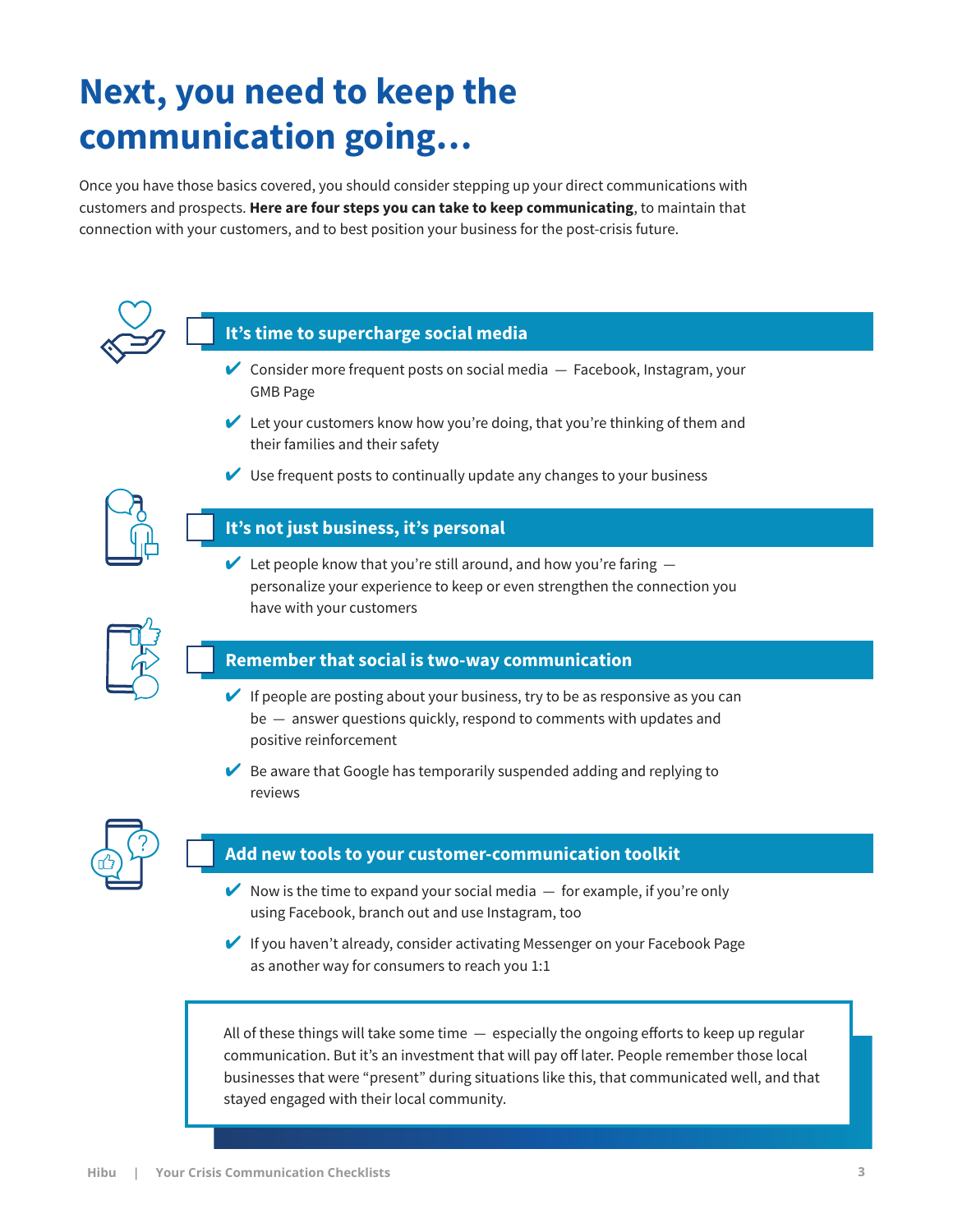# Next, you need to keep the communication going…

Once you have those basics covered, you should consider stepping up your direct communications with customers and prospects. **Here are four steps you can take to keep communicating**, to maintain that connection with your customers, and to best position your business for the post-crisis future.

## It's time to supercharge social media

- ✔ Consider more frequent posts on social media — Facebook, Instagram, your GMB Page
- ✔ Let your customers know how you're doing, that you're thinking of them and their families and their safety
- ✔ Use frequent posts to continually update any changes to your business

## It's not just business, it's personal

- ✔ Let people know that you're still around, and how you're faring — personalize your experience to keep or even strengthen the connection you have with your customers

## Remember that social is two-way communication

- ✔ If people are posting about your business, try to be as responsive as you can be — answer questions quickly, respond to comments with updates and positive reinforcement
- ✔ Be aware that Google has temporarily suspended adding and replying to reviews

## Add new tools to your customer-communication toolkit

- ✔ Now is the time to expand your social media — for example, if you're only using Facebook, branch out and use Instagram, too
- ✔ If you haven't already, consider activating Messenger on your Facebook Page as another way for consumers to reach you 1:1

All of these things will take some time — especially the ongoing efforts to keep up regular communication. But it's an investment that will pay off later. People remember those local businesses that were "present" during situations like this, that communicated well, and that stayed engaged with their local community.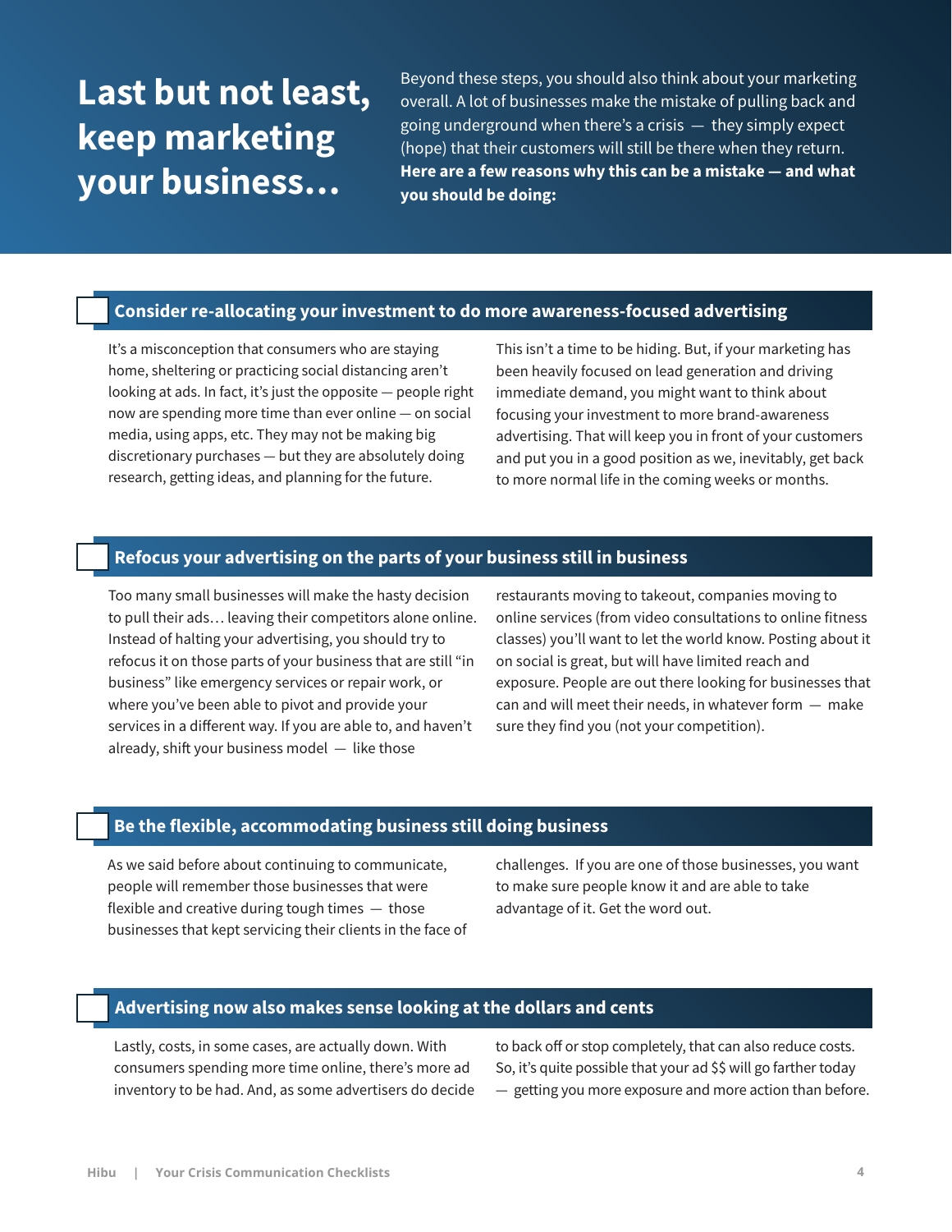# Last but not least, keep marketing your business…

Beyond these steps, you should also think about your marketing overall. A lot of businesses make the mistake of pulling back and going underground when there's a crisis — they simply expect (hope) that their customers will still be there when they return. **Here are a few reasons why this can be a mistake — and what you should be doing:**

## Consider re-allocating your investment to do more awareness-focused advertising

It's a misconception that consumers who are staying home, sheltering or practicing social distancing aren't looking at ads. In fact, it's just the opposite — people right now are spending more time than ever online — on social media, using apps, etc. They may not be making big discretionary purchases — but they are absolutely doing research, getting ideas, and planning for the future.

This isn't a time to be hiding. But, if your marketing has been heavily focused on lead generation and driving immediate demand, you might want to think about focusing your investment to more brand-awareness advertising. That will keep you in front of your customers and put you in a good position as we, inevitably, get back to more normal life in the coming weeks or months.

## Refocus your advertising on the parts of your business still in business

Too many small businesses will make the hasty decision to pull their ads… leaving their competitors alone online. Instead of halting your advertising, you should try to refocus it on those parts of your business that are still "in business" like emergency services or repair work, or where you've been able to pivot and provide your services in a different way. If you are able to, and haven't already, shift your business model — like those restaurants moving to takeout, companies moving to online services (from video consultations to online fitness classes) you'll want to let the world know. Posting about it on social is great, but will have limited reach and exposure. People are out there looking for businesses that can and will meet their needs, in whatever form — make sure they find you (not your competition).

## Be the flexible, accommodating business still doing business

As we said before about continuing to communicate, people will remember those businesses that were flexible and creative during tough times — those businesses that kept servicing their clients in the face of challenges. If you are one of those businesses, you want to make sure people know it and are able to take advantage of it. Get the word out.

## Advertising now also makes sense looking at the dollars and cents

Lastly, costs, in some cases, are actually down. With consumers spending more time online, there's more ad inventory to be had. And, as some advertisers do decide to back off or stop completely, that can also reduce costs. So, it's quite possible that your ad $$ will go farther today — getting you more exposure and more action than before.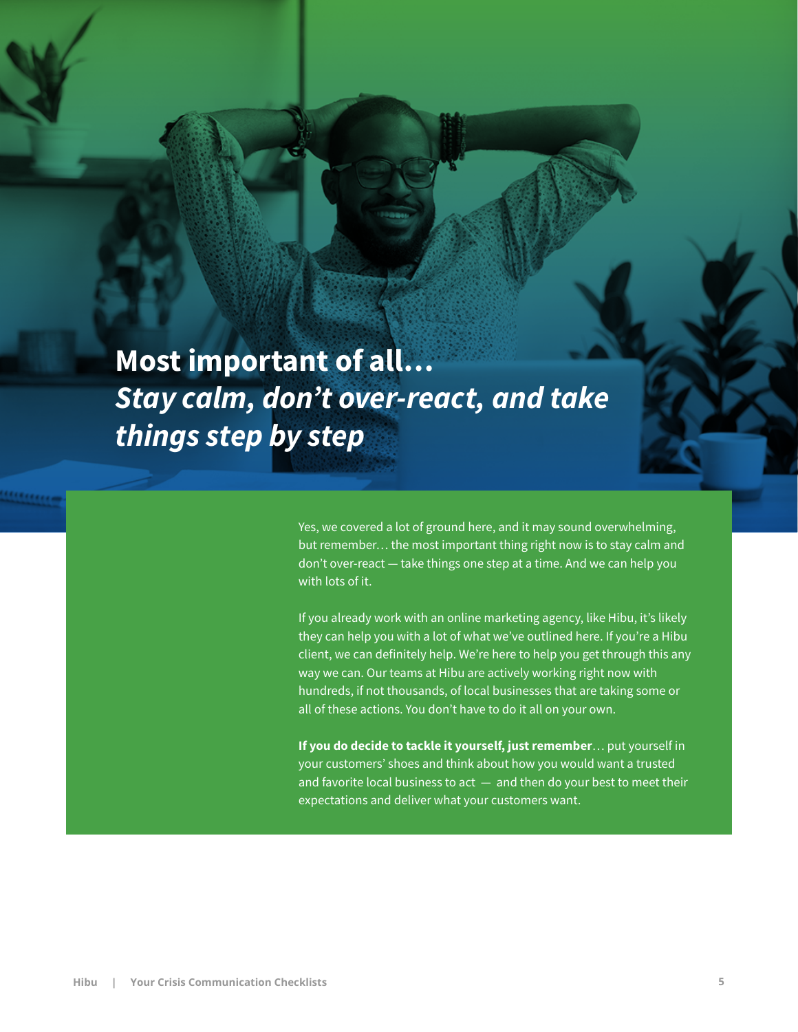# Most important of all…
## *Stay calm, don't over-react, and take things step by step*

Yes, we covered a lot of ground here, and it may sound overwhelming, but remember… the most important thing right now is to stay calm and don't over-react — take things one step at a time. And we can help you with lots of it.

If you already work with an online marketing agency, like Hibu, it's likely they can help you with a lot of what we've outlined here. If you're a Hibu client, we can definitely help. We're here to help you get through this any way we can. Our teams at Hibu are actively working right now with hundreds, if not thousands, of local businesses that are taking some or all of these actions. You don't have to do it all on your own.

**If you do decide to tackle it yourself, just remember**… put yourself in your customers' shoes and think about how you would want a trusted and favorite local business to act — and then do your best to meet their expectations and deliver what your customers want.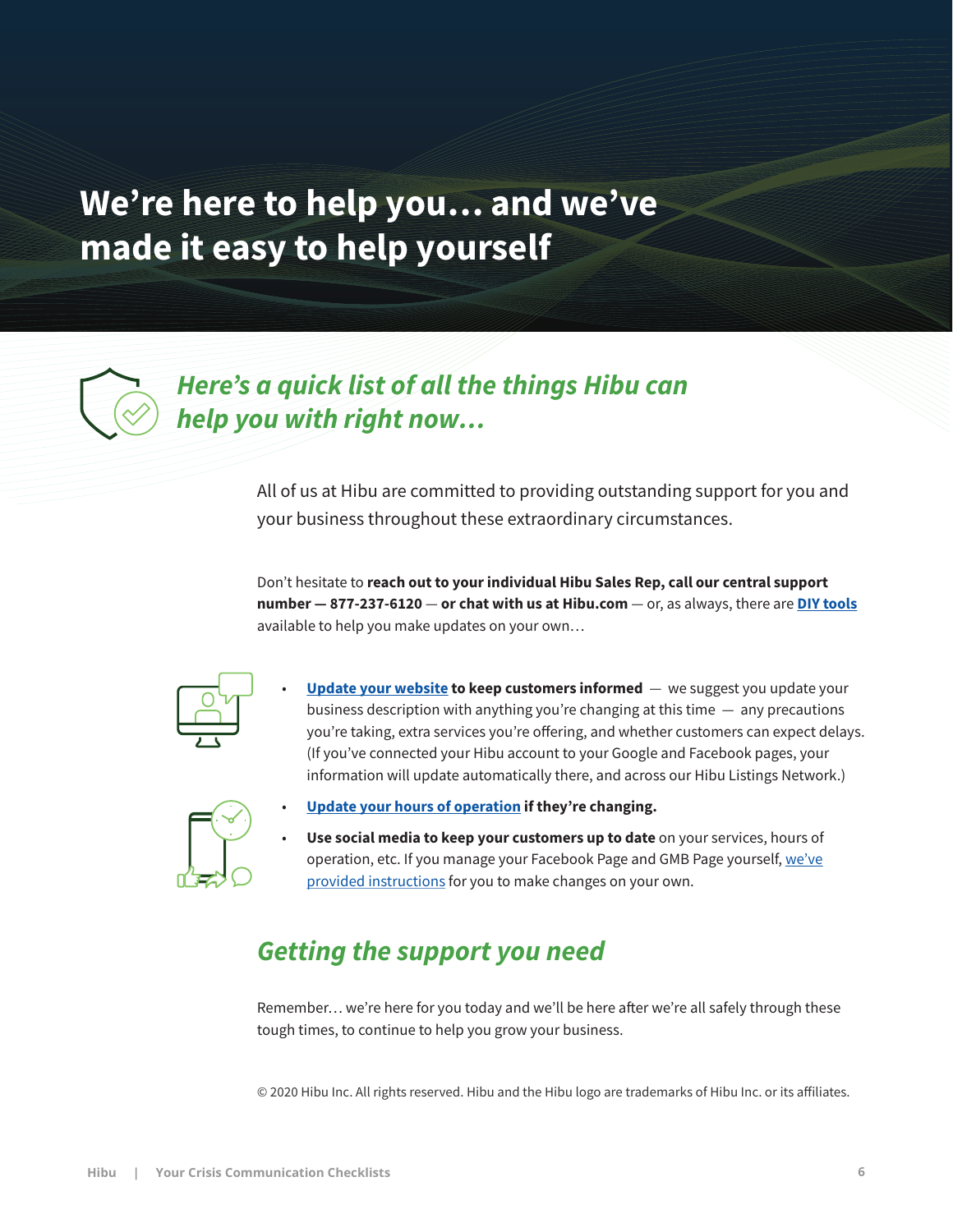# We're here to help you… and we've made it easy to help yourself

## *Here's a quick list of all the things Hibu can help you with right now…*

All of us at Hibu are committed to providing outstanding support for you and your business throughout these extraordinary circumstances.

Don't hesitate to **reach out to your individual Hibu Sales Rep, call our central support number — 877-237-6120** — **or chat with us at Hibu.com** — or, as always, there are **DIY tools** available to help you make updates on your own…

- **Update your website to keep customers informed** — we suggest you update your business description with anything you're changing at this time — any precautions you're taking, extra services you're offering, and whether customers can expect delays. (If you've connected your Hibu account to your Google and Facebook pages, your information will update automatically there, and across our Hibu Listings Network.)
- **Update your hours of operation if they're changing.**
- **Use social media to keep your customers up to date** on your services, hours of operation, etc. If you manage your Facebook Page and GMB Page yourself, we've provided instructions for you to make changes on your own.

## *Getting the support you need*

Remember… we're here for you today and we'll be here after we're all safely through these tough times, to continue to help you grow your business.

© 2020 Hibu Inc. All rights reserved. Hibu and the Hibu logo are trademarks of Hibu Inc. or its affiliates.